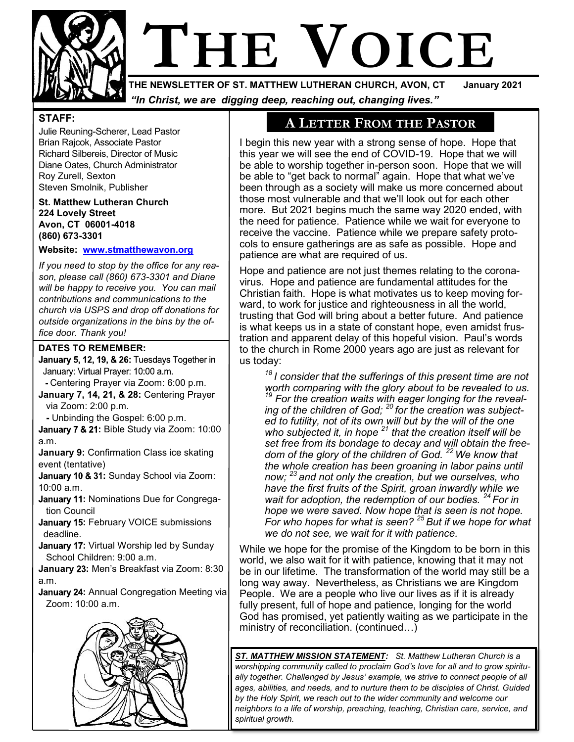# THE VOICE

**THE NEWSLETTER OF ST. MATTHEW LUTHERAN CHURCH, AVON, CT** **January 2021**

*"In Christ, we are digging deep, reaching out, changing lives."*

**STAFF:**

Julie Reuning-Scherer, Lead Pastor
Brian Rajcok, Associate Pastor
Richard Silbereis, Director of Music
Diane Oates, Church Administrator
Roy Zurell, Sexton
Steven Smolnik, Publisher

**St. Matthew Lutheran Church**
**224 Lovely Street**
**Avon, CT 06001-4018**
**(860) 673-3301**

**Website: www.stmatthewavon.org**

*If you need to stop by the office for any reason, please call (860) 673-3301 and Diane will be happy to receive you. You can mail contributions and communications to the church via USPS and drop off donations for outside organizations in the bins by the office door. Thank you!*

**DATES TO REMEMBER:**

**January 5, 12, 19, & 26:** Tuesdays Together in January: Virtual Prayer: 10:00 a.m.
- Centering Prayer via Zoom: 6:00 p.m.

**January 7, 14, 21, & 28:** Centering Prayer via Zoom: 2:00 p.m.
- Unbinding the Gospel: 6:00 p.m.

**January 7 & 21:** Bible Study via Zoom: 10:00 a.m.

**January 9:** Confirmation Class ice skating event (tentative)

**January 10 & 31:** Sunday School via Zoom: 10:00 a.m.

**January 11:** Nominations Due for Congregation Council

**January 15:** February VOICE submissions deadline.

**January 17:** Virtual Worship led by Sunday School Children: 9:00 a.m.

**January 23:** Men's Breakfast via Zoom: 8:30 a.m.

**January 24:** Annual Congregation Meeting via Zoom: 10:00 a.m.

## A LETTER FROM THE PASTOR

I begin this new year with a strong sense of hope. Hope that this year we will see the end of COVID-19. Hope that we will be able to worship together in-person soon. Hope that we will be able to "get back to normal" again. Hope that what we've been through as a society will make us more concerned about those most vulnerable and that we'll look out for each other more. But 2021 begins much the same way 2020 ended, with the need for patience. Patience while we wait for everyone to receive the vaccine. Patience while we prepare safety protocols to ensure gatherings are as safe as possible. Hope and patience are what are required of us.

Hope and patience are not just themes relating to the coronavirus. Hope and patience are fundamental attitudes for the Christian faith. Hope is what motivates us to keep moving forward, to work for justice and righteousness in all the world, trusting that God will bring about a better future. And patience is what keeps us in a state of constant hope, even amidst frustration and apparent delay of this hopeful vision. Paul's words to the church in Rome 2000 years ago are just as relevant for us today:

> *[18] I consider that the sufferings of this present time are not worth comparing with the glory about to be revealed to us. [19] For the creation waits with eager longing for the revealing of the children of God; [20] for the creation was subjected to futility, not of its own will but by the will of the one who subjected it, in hope [21] that the creation itself will be set free from its bondage to decay and will obtain the freedom of the glory of the children of God. [22] We know that the whole creation has been groaning in labor pains until now; [23] and not only the creation, but we ourselves, who have the first fruits of the Spirit, groan inwardly while we wait for adoption, the redemption of our bodies. [24] For in hope we were saved. Now hope that is seen is not hope. For who hopes for what is seen? [25] But if we hope for what we do not see, we wait for it with patience.*

While we hope for the promise of the Kingdom to be born in this world, we also wait for it with patience, knowing that it may not be in our lifetime. The transformation of the world may still be a long way away. Nevertheless, as Christians we are Kingdom People. We are a people who live our lives as if it is already fully present, full of hope and patience, longing for the world God has promised, yet patiently waiting as we participate in the ministry of reconciliation. (continued…)

***ST. MATTHEW MISSION STATEMENT:*** *St. Matthew Lutheran Church is a worshipping community called to proclaim God's love for all and to grow spiritually together. Challenged by Jesus' example, we strive to connect people of all ages, abilities, and needs, and to nurture them to be disciples of Christ. Guided by the Holy Spirit, we reach out to the wider community and welcome our neighbors to a life of worship, preaching, teaching, Christian care, service, and spiritual growth.*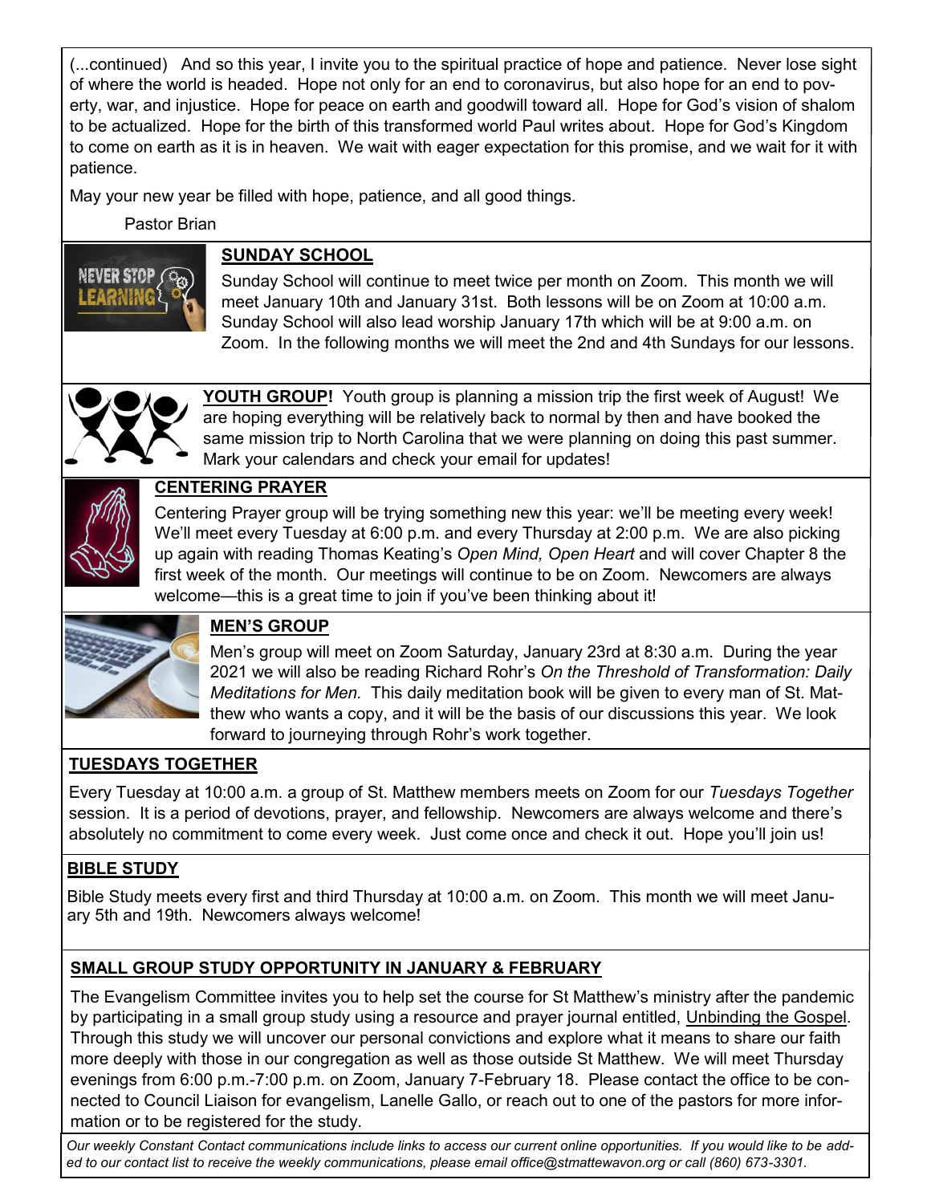(...continued) And so this year, I invite you to the spiritual practice of hope and patience. Never lose sight of where the world is headed. Hope not only for an end to coronavirus, but also hope for an end to poverty, war, and injustice. Hope for peace on earth and goodwill toward all. Hope for God's vision of shalom to be actualized. Hope for the birth of this transformed world Paul writes about. Hope for God's Kingdom to come on earth as it is in heaven. We wait with eager expectation for this promise, and we wait for it with patience.

May your new year be filled with hope, patience, and all good things.

Pastor Brian

## SUNDAY SCHOOL

Sunday School will continue to meet twice per month on Zoom. This month we will meet January 10th and January 31st. Both lessons will be on Zoom at 10:00 a.m. Sunday School will also lead worship January 17th which will be at 9:00 a.m. on Zoom. In the following months we will meet the 2nd and 4th Sundays for our lessons.

**YOUTH GROUP!** Youth group is planning a mission trip the first week of August! We are hoping everything will be relatively back to normal by then and have booked the same mission trip to North Carolina that we were planning on doing this past summer. Mark your calendars and check your email for updates!

## CENTERING PRAYER

Centering Prayer group will be trying something new this year: we'll be meeting every week! We'll meet every Tuesday at 6:00 p.m. and every Thursday at 2:00 p.m. We are also picking up again with reading Thomas Keating's *Open Mind, Open Heart* and will cover Chapter 8 the first week of the month. Our meetings will continue to be on Zoom. Newcomers are always welcome—this is a great time to join if you've been thinking about it!

## MEN'S GROUP

Men's group will meet on Zoom Saturday, January 23rd at 8:30 a.m. During the year 2021 we will also be reading Richard Rohr's *On the Threshold of Transformation: Daily Meditations for Men.* This daily meditation book will be given to every man of St. Matthew who wants a copy, and it will be the basis of our discussions this year. We look forward to journeying through Rohr's work together.

## TUESDAYS TOGETHER

Every Tuesday at 10:00 a.m. a group of St. Matthew members meets on Zoom for our *Tuesdays Together* session. It is a period of devotions, prayer, and fellowship. Newcomers are always welcome and there's absolutely no commitment to come every week. Just come once and check it out. Hope you'll join us!

## BIBLE STUDY

Bible Study meets every first and third Thursday at 10:00 a.m. on Zoom. This month we will meet January 5th and 19th. Newcomers always welcome!

## SMALL GROUP STUDY OPPORTUNITY IN JANUARY & FEBRUARY

The Evangelism Committee invites you to help set the course for St Matthew's ministry after the pandemic by participating in a small group study using a resource and prayer journal entitled, Unbinding the Gospel. Through this study we will uncover our personal convictions and explore what it means to share our faith more deeply with those in our congregation as well as those outside St Matthew. We will meet Thursday evenings from 6:00 p.m.-7:00 p.m. on Zoom, January 7-February 18. Please contact the office to be connected to Council Liaison for evangelism, Lanelle Gallo, or reach out to one of the pastors for more information or to be registered for the study.

*Our weekly Constant Contact communications include links to access our current online opportunities. If you would like to be added to our contact list to receive the weekly communications, please email office@stmattewavon.org or call (860) 673-3301.*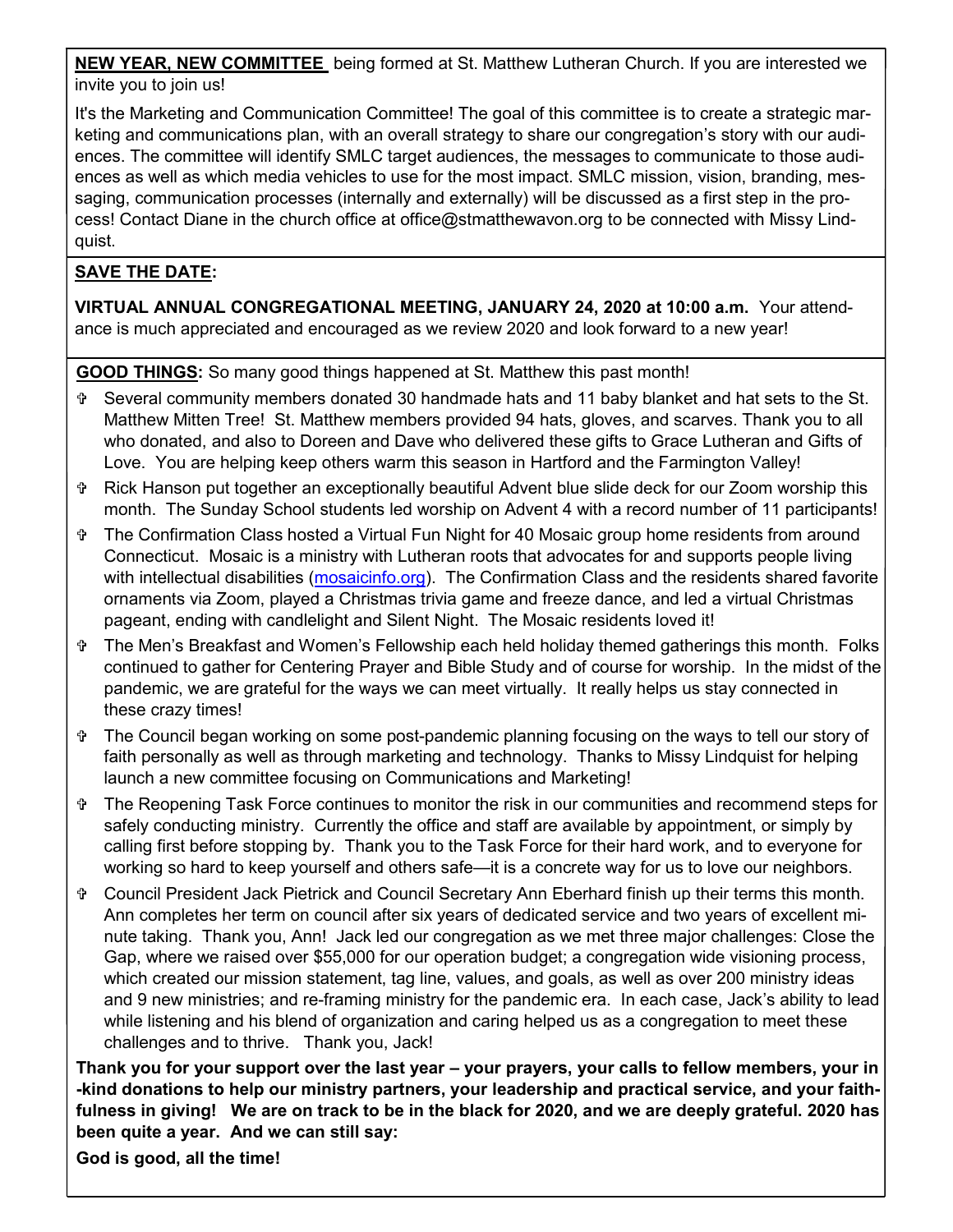**NEW YEAR, NEW COMMITTEE** being formed at St. Matthew Lutheran Church. If you are interested we invite you to join us!

It's the Marketing and Communication Committee! The goal of this committee is to create a strategic marketing and communications plan, with an overall strategy to share our congregation's story with our audiences. The committee will identify SMLC target audiences, the messages to communicate to those audiences as well as which media vehicles to use for the most impact. SMLC mission, vision, branding, messaging, communication processes (internally and externally) will be discussed as a first step in the process! Contact Diane in the church office at office@stmatthewavon.org to be connected with Missy Lindquist.

**SAVE THE DATE:**

**VIRTUAL ANNUAL CONGREGATIONAL MEETING, JANUARY 24, 2020 at 10:00 a.m.** Your attendance is much appreciated and encouraged as we review 2020 and look forward to a new year!

**GOOD THINGS:** So many good things happened at St. Matthew this past month!

- Several community members donated 30 handmade hats and 11 baby blanket and hat sets to the St. Matthew Mitten Tree! St. Matthew members provided 94 hats, gloves, and scarves. Thank you to all who donated, and also to Doreen and Dave who delivered these gifts to Grace Lutheran and Gifts of Love. You are helping keep others warm this season in Hartford and the Farmington Valley!
- Rick Hanson put together an exceptionally beautiful Advent blue slide deck for our Zoom worship this month. The Sunday School students led worship on Advent 4 with a record number of 11 participants!
- The Confirmation Class hosted a Virtual Fun Night for 40 Mosaic group home residents from around Connecticut. Mosaic is a ministry with Lutheran roots that advocates for and supports people living with intellectual disabilities (mosaicinfo.org). The Confirmation Class and the residents shared favorite ornaments via Zoom, played a Christmas trivia game and freeze dance, and led a virtual Christmas pageant, ending with candlelight and Silent Night. The Mosaic residents loved it!
- The Men's Breakfast and Women's Fellowship each held holiday themed gatherings this month. Folks continued to gather for Centering Prayer and Bible Study and of course for worship. In the midst of the pandemic, we are grateful for the ways we can meet virtually. It really helps us stay connected in these crazy times!
- The Council began working on some post-pandemic planning focusing on the ways to tell our story of faith personally as well as through marketing and technology. Thanks to Missy Lindquist for helping launch a new committee focusing on Communications and Marketing!
- The Reopening Task Force continues to monitor the risk in our communities and recommend steps for safely conducting ministry. Currently the office and staff are available by appointment, or simply by calling first before stopping by. Thank you to the Task Force for their hard work, and to everyone for working so hard to keep yourself and others safe—it is a concrete way for us to love our neighbors.
- Council President Jack Pietrick and Council Secretary Ann Eberhard finish up their terms this month. Ann completes her term on council after six years of dedicated service and two years of excellent minute taking. Thank you, Ann! Jack led our congregation as we met three major challenges: Close the Gap, where we raised over $55,000 for our operation budget; a congregation wide visioning process, which created our mission statement, tag line, values, and goals, as well as over 200 ministry ideas and 9 new ministries; and re-framing ministry for the pandemic era. In each case, Jack's ability to lead while listening and his blend of organization and caring helped us as a congregation to meet these challenges and to thrive. Thank you, Jack!

**Thank you for your support over the last year – your prayers, your calls to fellow members, your in-kind donations to help our ministry partners, your leadership and practical service, and your faithfulness in giving! We are on track to be in the black for 2020, and we are deeply grateful. 2020 has been quite a year. And we can still say:**

**God is good, all the time!**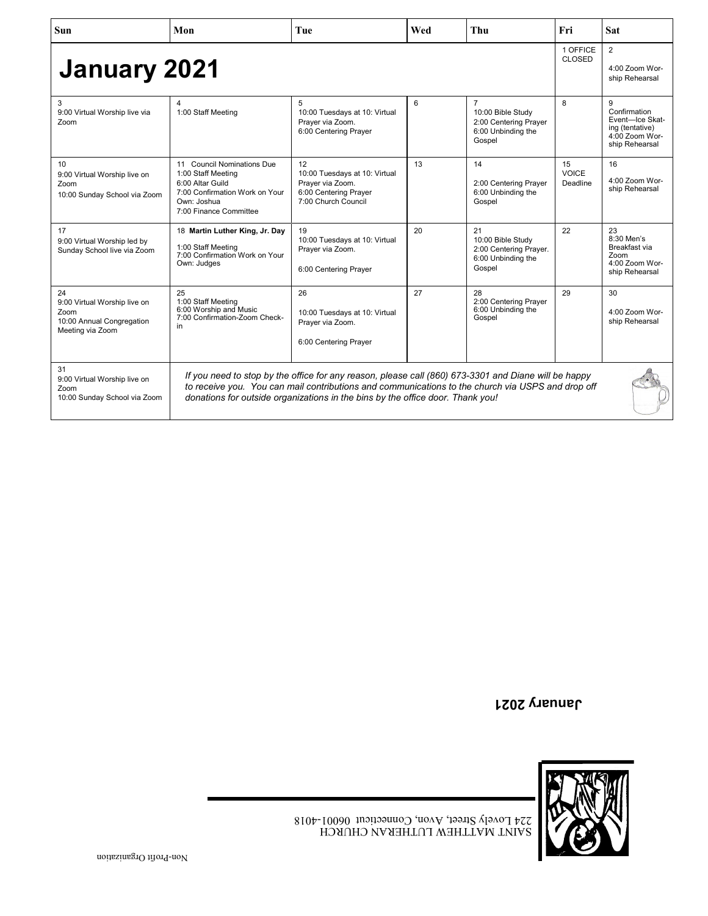# January 2021

| Sun | Mon | Tue | Wed | Thu | Fri | Sat |
|---|---|---|---|---|---|---|
| | | | | | 1 OFFICE CLOSED | 2<br>4:00 Zoom Worship Rehearsal |
| 3<br>9:00 Virtual Worship live via Zoom | 4<br>1:00 Staff Meeting | 5<br>10:00 Tuesdays at 10: Virtual Prayer via Zoom.<br>6:00 Centering Prayer | 6 | 7<br>10:00 Bible Study<br>2:00 Centering Prayer<br>6:00 Unbinding the Gospel | 8 | 9<br>Confirmation Event—Ice Skating (tentative)<br>4:00 Zoom Worship Rehearsal |
| 10<br>9:00 Virtual Worship live on Zoom<br>10:00 Sunday School via Zoom | 11 Council Nominations Due<br>1:00 Staff Meeting<br>6:00 Altar Guild<br>7:00 Confirmation Work on Your Own: Joshua<br>7:00 Finance Committee | 12<br>10:00 Tuesdays at 10: Virtual Prayer via Zoom.<br>6:00 Centering Prayer<br>7:00 Church Council | 13 | 14<br>2:00 Centering Prayer<br>6:00 Unbinding the Gospel | 15<br>VOICE Deadline | 16<br>4:00 Zoom Worship Rehearsal |
| 17<br>9:00 Virtual Worship led by Sunday School live via Zoom | 18 **Martin Luther King, Jr. Day**<br>1:00 Staff Meeting<br>7:00 Confirmation Work on Your Own: Judges | 19<br>10:00 Tuesdays at 10: Virtual Prayer via Zoom.<br>6:00 Centering Prayer | 20 | 21<br>10:00 Bible Study<br>2:00 Centering Prayer.<br>6:00 Unbinding the Gospel | 22 | 23<br>8:30 Men's Breakfast via Zoom<br>4:00 Zoom Worship Rehearsal |
| 24<br>9:00 Virtual Worship live on Zoom<br>10:00 Annual Congregation Meeting via Zoom | 25<br>1:00 Staff Meeting<br>6:00 Worship and Music<br>7:00 Confirmation-Zoom Check-in | 26<br>10:00 Tuesdays at 10: Virtual Prayer via Zoom.<br>6:00 Centering Prayer | 27 | 28<br>2:00 Centering Prayer<br>6:00 Unbinding the Gospel | 29 | 30<br>4:00 Zoom Worship Rehearsal |
| 31<br>9:00 Virtual Worship live on Zoom<br>10:00 Sunday School via Zoom | | | | | | |

*If you need to stop by the office for any reason, please call (860) 673-3301 and Diane will be happy to receive you. You can mail contributions and communications to the church via USPS and drop off donations for outside organizations in the bins by the office door. Thank you!*

**January 2021**

SAINT MATTHEW LUTHERAN CHURCH
224 Lovely Street, Avon, Connecticut 06001-4018

Non-Profit Organization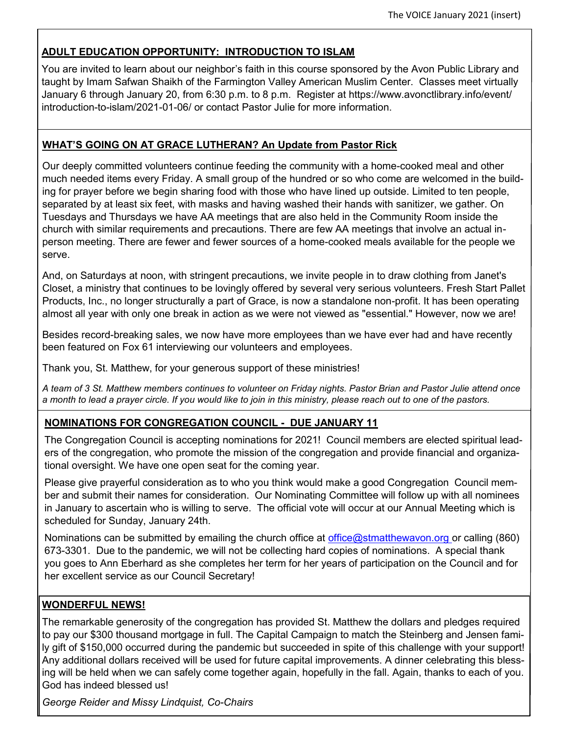## ADULT EDUCATION OPPORTUNITY: INTRODUCTION TO ISLAM

You are invited to learn about our neighbor's faith in this course sponsored by the Avon Public Library and taught by Imam Safwan Shaikh of the Farmington Valley American Muslim Center. Classes meet virtually January 6 through January 20, from 6:30 p.m. to 8 p.m. Register at https://www.avonctlibrary.info/event/introduction-to-islam/2021-01-06/ or contact Pastor Julie for more information.

## WHAT'S GOING ON AT GRACE LUTHERAN? An Update from Pastor Rick

Our deeply committed volunteers continue feeding the community with a home-cooked meal and other much needed items every Friday. A small group of the hundred or so who come are welcomed in the building for prayer before we begin sharing food with those who have lined up outside. Limited to ten people, separated by at least six feet, with masks and having washed their hands with sanitizer, we gather. On Tuesdays and Thursdays we have AA meetings that are also held in the Community Room inside the church with similar requirements and precautions. There are few AA meetings that involve an actual in-person meeting. There are fewer and fewer sources of a home-cooked meals available for the people we serve.

And, on Saturdays at noon, with stringent precautions, we invite people in to draw clothing from Janet's Closet, a ministry that continues to be lovingly offered by several very serious volunteers. Fresh Start Pallet Products, Inc., no longer structurally a part of Grace, is now a standalone non-profit. It has been operating almost all year with only one break in action as we were not viewed as "essential." However, now we are!

Besides record-breaking sales, we now have more employees than we have ever had and have recently been featured on Fox 61 interviewing our volunteers and employees.

Thank you, St. Matthew, for your generous support of these ministries!

*A team of 3 St. Matthew members continues to volunteer on Friday nights. Pastor Brian and Pastor Julie attend once a month to lead a prayer circle. If you would like to join in this ministry, please reach out to one of the pastors.*

## NOMINATIONS FOR CONGREGATION COUNCIL - DUE JANUARY 11

The Congregation Council is accepting nominations for 2021! Council members are elected spiritual leaders of the congregation, who promote the mission of the congregation and provide financial and organizational oversight. We have one open seat for the coming year.

Please give prayerful consideration as to who you think would make a good Congregation Council member and submit their names for consideration. Our Nominating Committee will follow up with all nominees in January to ascertain who is willing to serve. The official vote will occur at our Annual Meeting which is scheduled for Sunday, January 24th.

Nominations can be submitted by emailing the church office at office@stmatthewavon.org or calling (860) 673-3301. Due to the pandemic, we will not be collecting hard copies of nominations. A special thank you goes to Ann Eberhard as she completes her term for her years of participation on the Council and for her excellent service as our Council Secretary!

## WONDERFUL NEWS!

The remarkable generosity of the congregation has provided St. Matthew the dollars and pledges required to pay our $300 thousand mortgage in full. The Capital Campaign to match the Steinberg and Jensen family gift of $150,000 occurred during the pandemic but succeeded in spite of this challenge with your support! Any additional dollars received will be used for future capital improvements. A dinner celebrating this blessing will be held when we can safely come together again, hopefully in the fall. Again, thanks to each of you. God has indeed blessed us!

*George Reider and Missy Lindquist, Co-Chairs*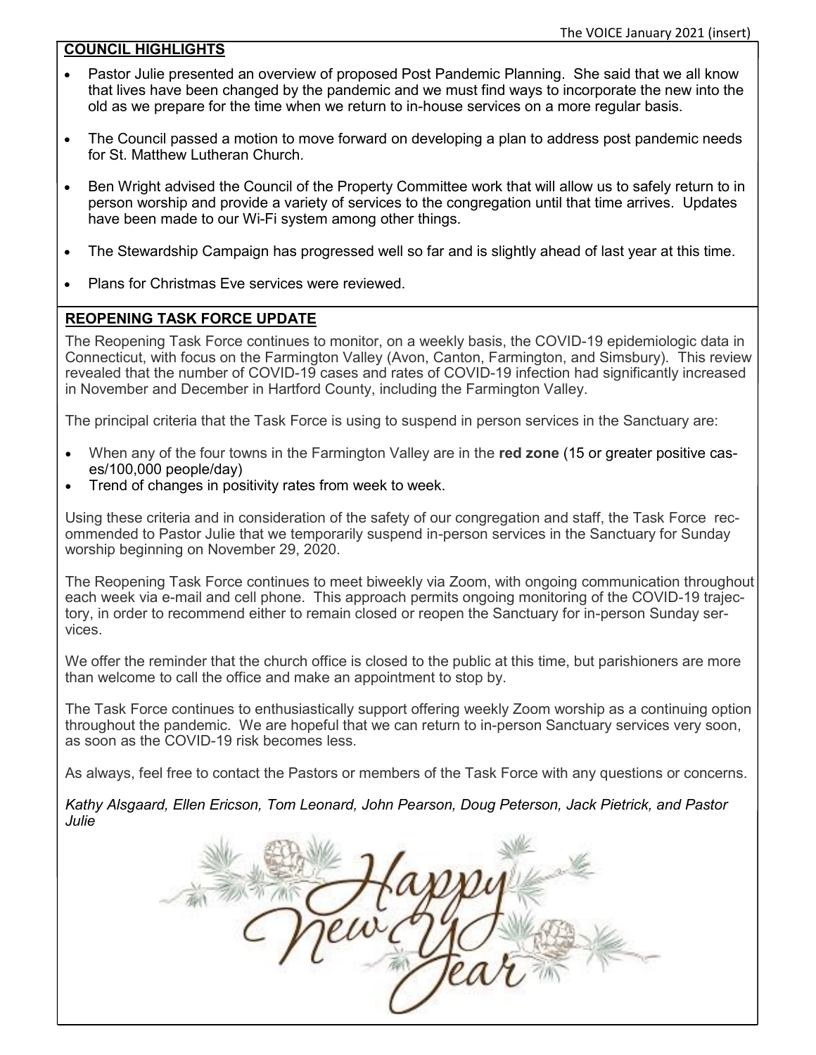## COUNCIL HIGHLIGHTS

- Pastor Julie presented an overview of proposed Post Pandemic Planning. She said that we all know that lives have been changed by the pandemic and we must find ways to incorporate the new into the old as we prepare for the time when we return to in-house services on a more regular basis.
- The Council passed a motion to move forward on developing a plan to address post pandemic needs for St. Matthew Lutheran Church.
- Ben Wright advised the Council of the Property Committee work that will allow us to safely return to in person worship and provide a variety of services to the congregation until that time arrives. Updates have been made to our Wi-Fi system among other things.
- The Stewardship Campaign has progressed well so far and is slightly ahead of last year at this time.
- Plans for Christmas Eve services were reviewed.

## REOPENING TASK FORCE UPDATE

The Reopening Task Force continues to monitor, on a weekly basis, the COVID-19 epidemiologic data in Connecticut, with focus on the Farmington Valley (Avon, Canton, Farmington, and Simsbury). This review revealed that the number of COVID-19 cases and rates of COVID-19 infection had significantly increased in November and December in Hartford County, including the Farmington Valley.

The principal criteria that the Task Force is using to suspend in person services in the Sanctuary are:

- When any of the four towns in the Farmington Valley are in the **red zone** (15 or greater positive cases/100,000 people/day)
- Trend of changes in positivity rates from week to week.

Using these criteria and in consideration of the safety of our congregation and staff, the Task Force recommended to Pastor Julie that we temporarily suspend in-person services in the Sanctuary for Sunday worship beginning on November 29, 2020.

The Reopening Task Force continues to meet biweekly via Zoom, with ongoing communication throughout each week via e-mail and cell phone. This approach permits ongoing monitoring of the COVID-19 trajectory, in order to recommend either to remain closed or reopen the Sanctuary for in-person Sunday services.

We offer the reminder that the church office is closed to the public at this time, but parishioners are more than welcome to call the office and make an appointment to stop by.

The Task Force continues to enthusiastically support offering weekly Zoom worship as a continuing option throughout the pandemic. We are hopeful that we can return to in-person Sanctuary services very soon, as soon as the COVID-19 risk becomes less.

As always, feel free to contact the Pastors or members of the Task Force with any questions or concerns.

*Kathy Alsgaard, Ellen Ericson, Tom Leonard, John Pearson, Doug Peterson, Jack Pietrick, and Pastor Julie*

Happy New Year